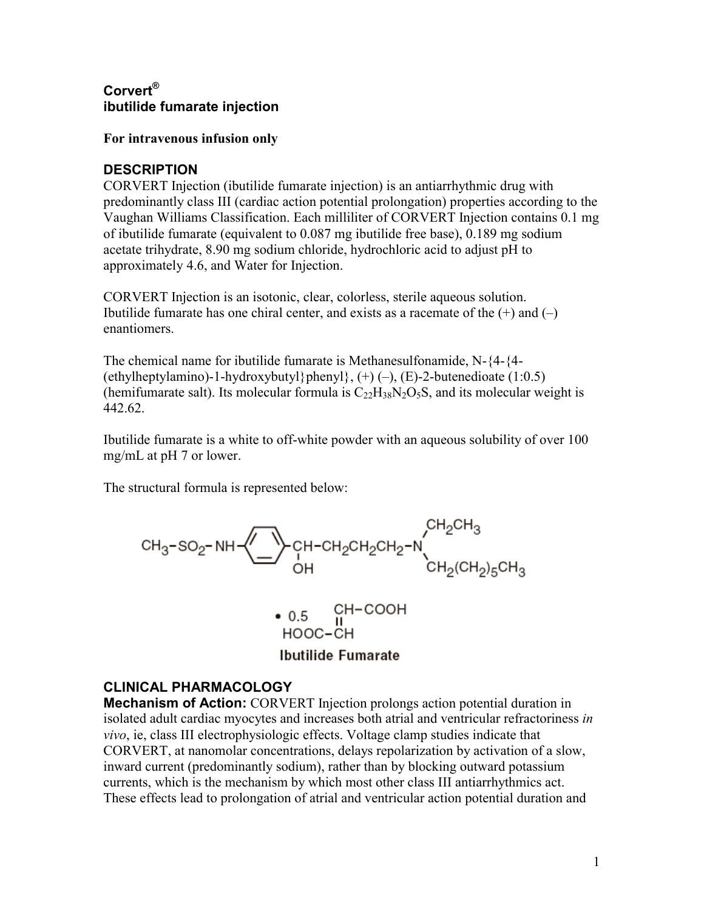# Corvert®
# ibutilide fumarate injection

**For intravenous infusion only**

## DESCRIPTION

CORVERT Injection (ibutilide fumarate injection) is an antiarrhythmic drug with predominantly class III (cardiac action potential prolongation) properties according to the Vaughan Williams Classification. Each milliliter of CORVERT Injection contains 0.1 mg of ibutilide fumarate (equivalent to 0.087 mg ibutilide free base), 0.189 mg sodium acetate trihydrate, 8.90 mg sodium chloride, hydrochloric acid to adjust pH to approximately 4.6, and Water for Injection.

CORVERT Injection is an isotonic, clear, colorless, sterile aqueous solution. Ibutilide fumarate has one chiral center, and exists as a racemate of the (+) and (–) enantiomers.

The chemical name for ibutilide fumarate is Methanesulfonamide, N-{4-{4-(ethylheptylamino)-1-hydroxybutyl}phenyl}, (+) (–), (E)-2-butenedioate (1:0.5) (hemifumarate salt). Its molecular formula is $C_{22}H_{38}N_2O_5S$, and its molecular weight is 442.62.

Ibutilide fumarate is a white to off-white powder with an aqueous solubility of over 100 mg/mL at pH 7 or lower.

The structural formula is represented below:

$CH_3-SO_2-NH-C_6H_4-CH(OH)-CH_2CH_2CH_2-N(CH_2CH_3)(CH_2(CH_2)_5CH_3)$ • 0.5 $HOOC-CH=CH-COOH$

**Ibutilide Fumarate**

## CLINICAL PHARMACOLOGY

**Mechanism of Action:** CORVERT Injection prolongs action potential duration in isolated adult cardiac myocytes and increases both atrial and ventricular refractoriness *in vivo*, ie, class III electrophysiologic effects. Voltage clamp studies indicate that CORVERT, at nanomolar concentrations, delays repolarization by activation of a slow, inward current (predominantly sodium), rather than by blocking outward potassium currents, which is the mechanism by which most other class III antiarrhythmics act. These effects lead to prolongation of atrial and ventricular action potential duration and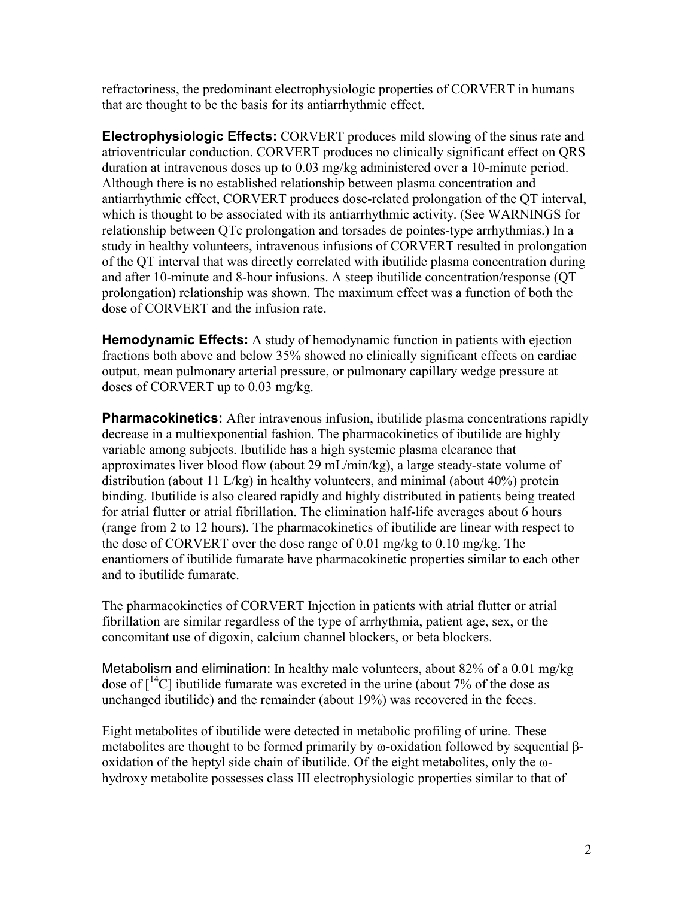refractoriness, the predominant electrophysiologic properties of CORVERT in humans that are thought to be the basis for its antiarrhythmic effect.

**Electrophysiologic Effects:** CORVERT produces mild slowing of the sinus rate and atrioventricular conduction. CORVERT produces no clinically significant effect on QRS duration at intravenous doses up to 0.03 mg/kg administered over a 10-minute period. Although there is no established relationship between plasma concentration and antiarrhythmic effect, CORVERT produces dose-related prolongation of the QT interval, which is thought to be associated with its antiarrhythmic activity. (See WARNINGS for relationship between QTc prolongation and torsades de pointes-type arrhythmias.) In a study in healthy volunteers, intravenous infusions of CORVERT resulted in prolongation of the QT interval that was directly correlated with ibutilide plasma concentration during and after 10-minute and 8-hour infusions. A steep ibutilide concentration/response (QT prolongation) relationship was shown. The maximum effect was a function of both the dose of CORVERT and the infusion rate.

**Hemodynamic Effects:** A study of hemodynamic function in patients with ejection fractions both above and below 35% showed no clinically significant effects on cardiac output, mean pulmonary arterial pressure, or pulmonary capillary wedge pressure at doses of CORVERT up to 0.03 mg/kg.

**Pharmacokinetics:** After intravenous infusion, ibutilide plasma concentrations rapidly decrease in a multiexponential fashion. The pharmacokinetics of ibutilide are highly variable among subjects. Ibutilide has a high systemic plasma clearance that approximates liver blood flow (about 29 mL/min/kg), a large steady-state volume of distribution (about 11 L/kg) in healthy volunteers, and minimal (about 40%) protein binding. Ibutilide is also cleared rapidly and highly distributed in patients being treated for atrial flutter or atrial fibrillation. The elimination half-life averages about 6 hours (range from 2 to 12 hours). The pharmacokinetics of ibutilide are linear with respect to the dose of CORVERT over the dose range of 0.01 mg/kg to 0.10 mg/kg. The enantiomers of ibutilide fumarate have pharmacokinetic properties similar to each other and to ibutilide fumarate.

The pharmacokinetics of CORVERT Injection in patients with atrial flutter or atrial fibrillation are similar regardless of the type of arrhythmia, patient age, sex, or the concomitant use of digoxin, calcium channel blockers, or beta blockers.

Metabolism and elimination: In healthy male volunteers, about 82% of a 0.01 mg/kg dose of [$^{14}$C] ibutilide fumarate was excreted in the urine (about 7% of the dose as unchanged ibutilide) and the remainder (about 19%) was recovered in the feces.

Eight metabolites of ibutilide were detected in metabolic profiling of urine. These metabolites are thought to be formed primarily by ω-oxidation followed by sequential β-oxidation of the heptyl side chain of ibutilide. Of the eight metabolites, only the ω-hydroxy metabolite possesses class III electrophysiologic properties similar to that of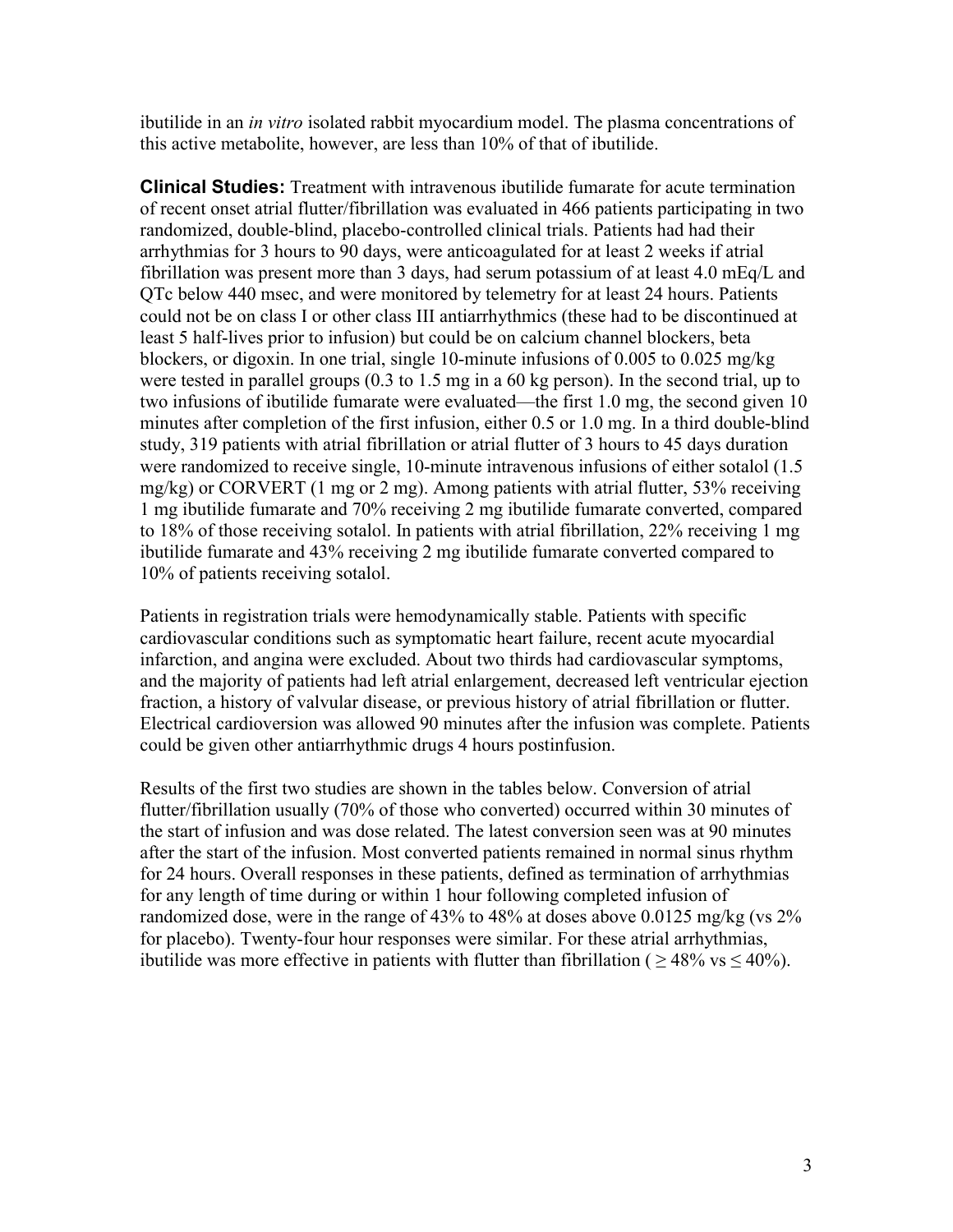ibutilide in an *in vitro* isolated rabbit myocardium model. The plasma concentrations of this active metabolite, however, are less than 10% of that of ibutilide.

**Clinical Studies:** Treatment with intravenous ibutilide fumarate for acute termination of recent onset atrial flutter/fibrillation was evaluated in 466 patients participating in two randomized, double-blind, placebo-controlled clinical trials. Patients had had their arrhythmias for 3 hours to 90 days, were anticoagulated for at least 2 weeks if atrial fibrillation was present more than 3 days, had serum potassium of at least 4.0 mEq/L and QTc below 440 msec, and were monitored by telemetry for at least 24 hours. Patients could not be on class I or other class III antiarrhythmics (these had to be discontinued at least 5 half-lives prior to infusion) but could be on calcium channel blockers, beta blockers, or digoxin. In one trial, single 10-minute infusions of 0.005 to 0.025 mg/kg were tested in parallel groups (0.3 to 1.5 mg in a 60 kg person). In the second trial, up to two infusions of ibutilide fumarate were evaluated—the first 1.0 mg, the second given 10 minutes after completion of the first infusion, either 0.5 or 1.0 mg. In a third double-blind study, 319 patients with atrial fibrillation or atrial flutter of 3 hours to 45 days duration were randomized to receive single, 10-minute intravenous infusions of either sotalol (1.5 mg/kg) or CORVERT (1 mg or 2 mg). Among patients with atrial flutter, 53% receiving 1 mg ibutilide fumarate and 70% receiving 2 mg ibutilide fumarate converted, compared to 18% of those receiving sotalol. In patients with atrial fibrillation, 22% receiving 1 mg ibutilide fumarate and 43% receiving 2 mg ibutilide fumarate converted compared to 10% of patients receiving sotalol.

Patients in registration trials were hemodynamically stable. Patients with specific cardiovascular conditions such as symptomatic heart failure, recent acute myocardial infarction, and angina were excluded. About two thirds had cardiovascular symptoms, and the majority of patients had left atrial enlargement, decreased left ventricular ejection fraction, a history of valvular disease, or previous history of atrial fibrillation or flutter. Electrical cardioversion was allowed 90 minutes after the infusion was complete. Patients could be given other antiarrhythmic drugs 4 hours postinfusion.

Results of the first two studies are shown in the tables below. Conversion of atrial flutter/fibrillation usually (70% of those who converted) occurred within 30 minutes of the start of infusion and was dose related. The latest conversion seen was at 90 minutes after the start of the infusion. Most converted patients remained in normal sinus rhythm for 24 hours. Overall responses in these patients, defined as termination of arrhythmias for any length of time during or within 1 hour following completed infusion of randomized dose, were in the range of 43% to 48% at doses above 0.0125 mg/kg (vs 2% for placebo). Twenty-four hour responses were similar. For these atrial arrhythmias, ibutilide was more effective in patients with flutter than fibrillation ( $\geq$ 48% vs $\leq$ 40%).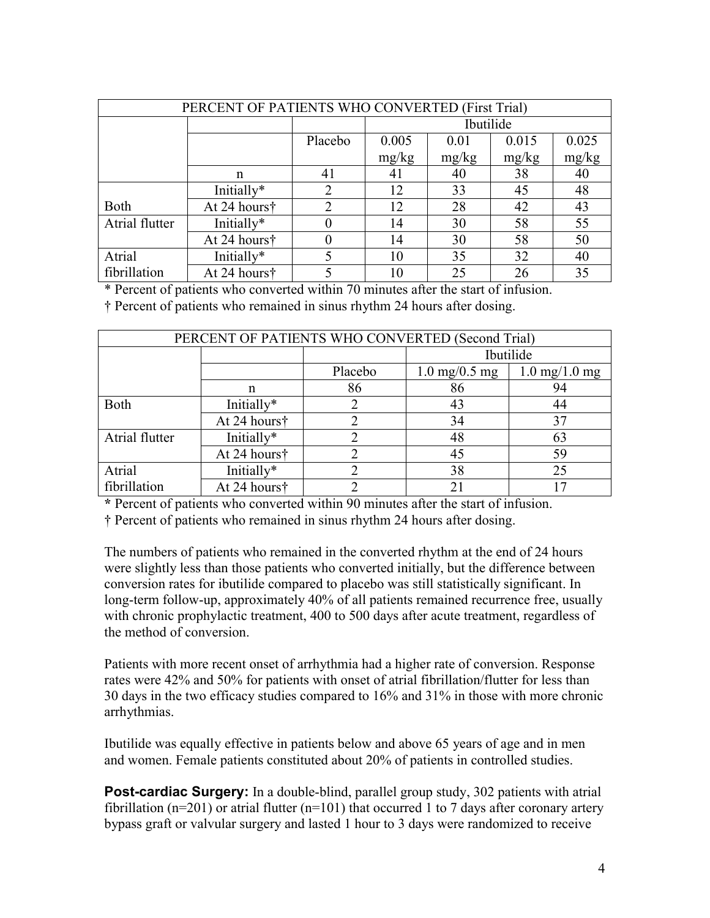| PERCENT OF PATIENTS WHO CONVERTED (First Trial) | | | | | | |
|---|---|---|---|---|---|---|
| | | | Ibutilide | | | |
| | | Placebo | 0.005 mg/kg | 0.01 mg/kg | 0.015 mg/kg | 0.025 mg/kg |
| | n | 41 | 41 | 40 | 38 | 40 |
| Both | Initially* | 2 | 12 | 33 | 45 | 48 |
| | At 24 hours† | 2 | 12 | 28 | 42 | 43 |
| Atrial flutter | Initially* | 0 | 14 | 30 | 58 | 55 |
| | At 24 hours† | 0 | 14 | 30 | 58 | 50 |
| Atrial fibrillation | Initially* | 5 | 10 | 35 | 32 | 40 |
| | At 24 hours† | 5 | 10 | 25 | 26 | 35 |

\* Percent of patients who converted within 70 minutes after the start of infusion.

† Percent of patients who remained in sinus rhythm 24 hours after dosing.

| PERCENT OF PATIENTS WHO CONVERTED (Second Trial) | | | | |
|---|---|---|---|---|
| | | | Ibutilide | |
| | | Placebo | 1.0 mg/0.5 mg | 1.0 mg/1.0 mg |
| | n | 86 | 86 | 94 |
| Both | Initially* | 2 | 43 | 44 |
| | At 24 hours† | 2 | 34 | 37 |
| Atrial flutter | Initially* | 2 | 48 | 63 |
| | At 24 hours† | 2 | 45 | 59 |
| Atrial fibrillation | Initially* | 2 | 38 | 25 |
| | At 24 hours† | 2 | 21 | 17 |

**\*** Percent of patients who converted within 90 minutes after the start of infusion.

† Percent of patients who remained in sinus rhythm 24 hours after dosing.

The numbers of patients who remained in the converted rhythm at the end of 24 hours were slightly less than those patients who converted initially, but the difference between conversion rates for ibutilide compared to placebo was still statistically significant. In long-term follow-up, approximately 40% of all patients remained recurrence free, usually with chronic prophylactic treatment, 400 to 500 days after acute treatment, regardless of the method of conversion.

Patients with more recent onset of arrhythmia had a higher rate of conversion. Response rates were 42% and 50% for patients with onset of atrial fibrillation/flutter for less than 30 days in the two efficacy studies compared to 16% and 31% in those with more chronic arrhythmias.

Ibutilide was equally effective in patients below and above 65 years of age and in men and women. Female patients constituted about 20% of patients in controlled studies.

**Post-cardiac Surgery:** In a double-blind, parallel group study, 302 patients with atrial fibrillation (n=201) or atrial flutter (n=101) that occurred 1 to 7 days after coronary artery bypass graft or valvular surgery and lasted 1 hour to 3 days were randomized to receive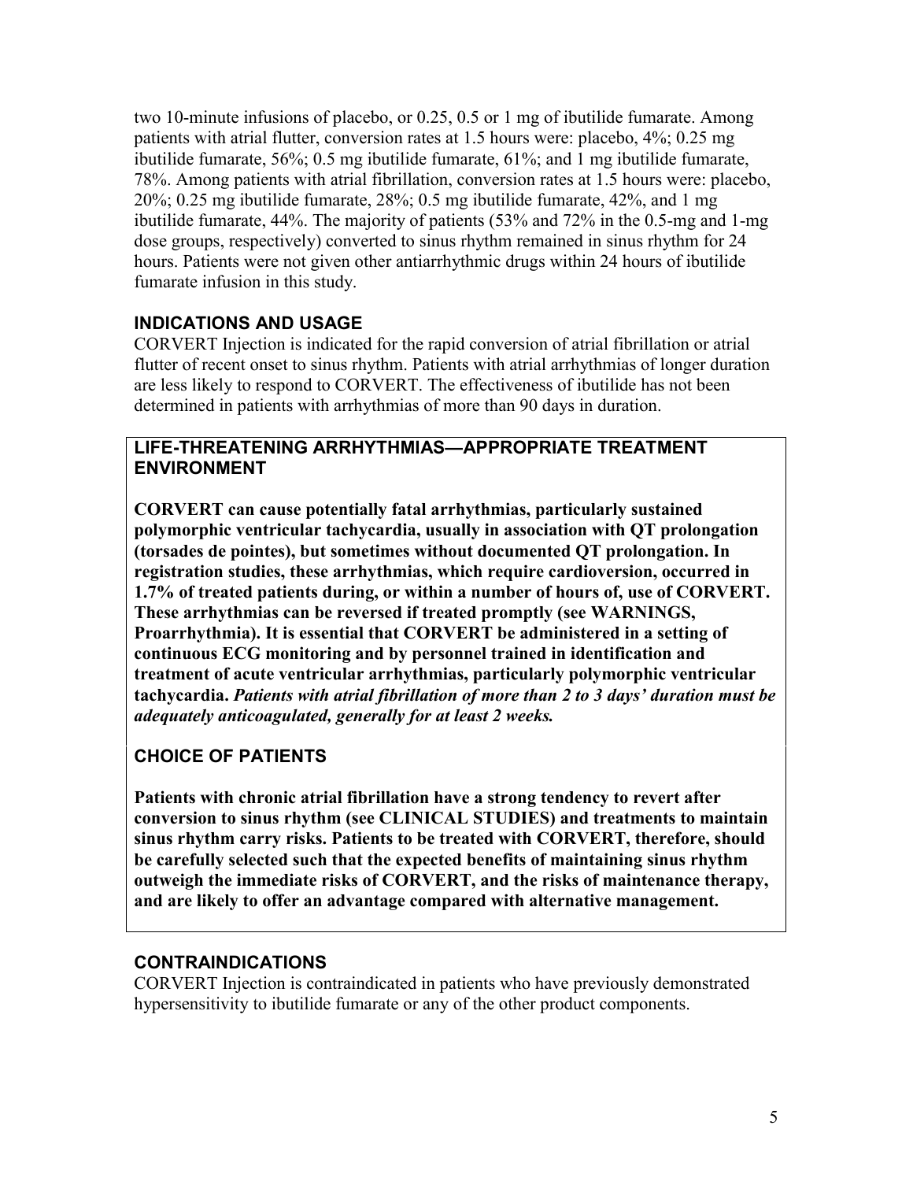two 10-minute infusions of placebo, or 0.25, 0.5 or 1 mg of ibutilide fumarate. Among patients with atrial flutter, conversion rates at 1.5 hours were: placebo, 4%; 0.25 mg ibutilide fumarate, 56%; 0.5 mg ibutilide fumarate, 61%; and 1 mg ibutilide fumarate, 78%. Among patients with atrial fibrillation, conversion rates at 1.5 hours were: placebo, 20%; 0.25 mg ibutilide fumarate, 28%; 0.5 mg ibutilide fumarate, 42%, and 1 mg ibutilide fumarate, 44%. The majority of patients (53% and 72% in the 0.5-mg and 1-mg dose groups, respectively) converted to sinus rhythm remained in sinus rhythm for 24 hours. Patients were not given other antiarrhythmic drugs within 24 hours of ibutilide fumarate infusion in this study.

## INDICATIONS AND USAGE

CORVERT Injection is indicated for the rapid conversion of atrial fibrillation or atrial flutter of recent onset to sinus rhythm. Patients with atrial arrhythmias of longer duration are less likely to respond to CORVERT. The effectiveness of ibutilide has not been determined in patients with arrhythmias of more than 90 days in duration.

### LIFE-THREATENING ARRHYTHMIAS—APPROPRIATE TREATMENT ENVIRONMENT

**CORVERT can cause potentially fatal arrhythmias, particularly sustained polymorphic ventricular tachycardia, usually in association with QT prolongation (torsades de pointes), but sometimes without documented QT prolongation. In registration studies, these arrhythmias, which require cardioversion, occurred in 1.7% of treated patients during, or within a number of hours of, use of CORVERT. These arrhythmias can be reversed if treated promptly (see WARNINGS, Proarrhythmia). It is essential that CORVERT be administered in a setting of continuous ECG monitoring and by personnel trained in identification and treatment of acute ventricular arrhythmias, particularly polymorphic ventricular tachycardia.** ***Patients with atrial fibrillation of more than 2 to 3 days' duration must be adequately anticoagulated, generally for at least 2 weeks.***

### CHOICE OF PATIENTS

**Patients with chronic atrial fibrillation have a strong tendency to revert after conversion to sinus rhythm (see CLINICAL STUDIES) and treatments to maintain sinus rhythm carry risks. Patients to be treated with CORVERT, therefore, should be carefully selected such that the expected benefits of maintaining sinus rhythm outweigh the immediate risks of CORVERT, and the risks of maintenance therapy, and are likely to offer an advantage compared with alternative management.**

## CONTRAINDICATIONS

CORVERT Injection is contraindicated in patients who have previously demonstrated hypersensitivity to ibutilide fumarate or any of the other product components.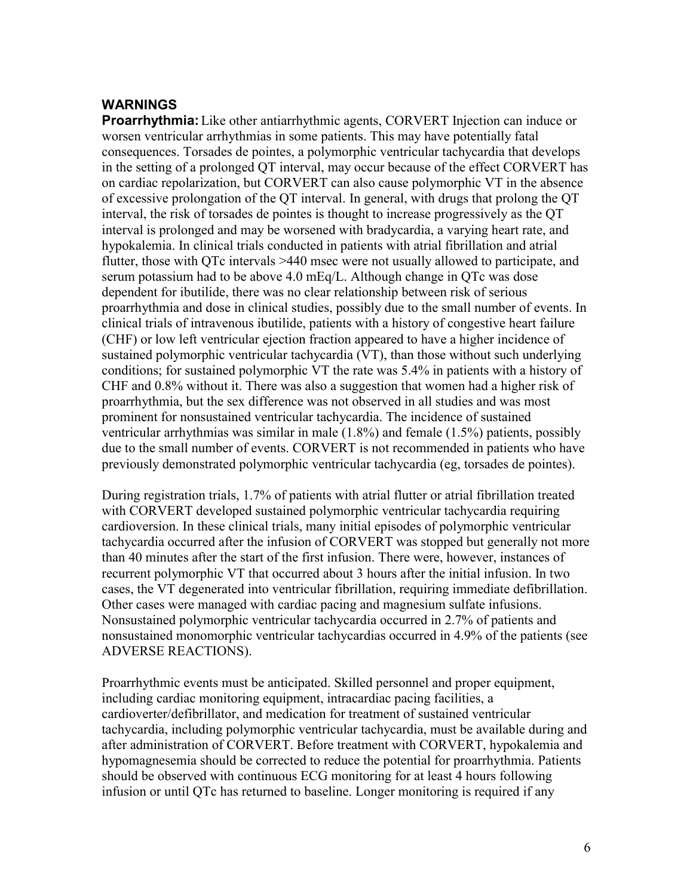## WARNINGS

**Proarrhythmia:** Like other antiarrhythmic agents, CORVERT Injection can induce or worsen ventricular arrhythmias in some patients. This may have potentially fatal consequences. Torsades de pointes, a polymorphic ventricular tachycardia that develops in the setting of a prolonged QT interval, may occur because of the effect CORVERT has on cardiac repolarization, but CORVERT can also cause polymorphic VT in the absence of excessive prolongation of the QT interval. In general, with drugs that prolong the QT interval, the risk of torsades de pointes is thought to increase progressively as the QT interval is prolonged and may be worsened with bradycardia, a varying heart rate, and hypokalemia. In clinical trials conducted in patients with atrial fibrillation and atrial flutter, those with QTc intervals >440 msec were not usually allowed to participate, and serum potassium had to be above 4.0 mEq/L. Although change in QTc was dose dependent for ibutilide, there was no clear relationship between risk of serious proarrhythmia and dose in clinical studies, possibly due to the small number of events. In clinical trials of intravenous ibutilide, patients with a history of congestive heart failure (CHF) or low left ventricular ejection fraction appeared to have a higher incidence of sustained polymorphic ventricular tachycardia (VT), than those without such underlying conditions; for sustained polymorphic VT the rate was 5.4% in patients with a history of CHF and 0.8% without it. There was also a suggestion that women had a higher risk of proarrhythmia, but the sex difference was not observed in all studies and was most prominent for nonsustained ventricular tachycardia. The incidence of sustained ventricular arrhythmias was similar in male (1.8%) and female (1.5%) patients, possibly due to the small number of events. CORVERT is not recommended in patients who have previously demonstrated polymorphic ventricular tachycardia (eg, torsades de pointes).

During registration trials, 1.7% of patients with atrial flutter or atrial fibrillation treated with CORVERT developed sustained polymorphic ventricular tachycardia requiring cardioversion. In these clinical trials, many initial episodes of polymorphic ventricular tachycardia occurred after the infusion of CORVERT was stopped but generally not more than 40 minutes after the start of the first infusion. There were, however, instances of recurrent polymorphic VT that occurred about 3 hours after the initial infusion. In two cases, the VT degenerated into ventricular fibrillation, requiring immediate defibrillation. Other cases were managed with cardiac pacing and magnesium sulfate infusions. Nonsustained polymorphic ventricular tachycardia occurred in 2.7% of patients and nonsustained monomorphic ventricular tachycardias occurred in 4.9% of the patients (see ADVERSE REACTIONS).

Proarrhythmic events must be anticipated. Skilled personnel and proper equipment, including cardiac monitoring equipment, intracardiac pacing facilities, a cardioverter/defibrillator, and medication for treatment of sustained ventricular tachycardia, including polymorphic ventricular tachycardia, must be available during and after administration of CORVERT. Before treatment with CORVERT, hypokalemia and hypomagnesemia should be corrected to reduce the potential for proarrhythmia. Patients should be observed with continuous ECG monitoring for at least 4 hours following infusion or until QTc has returned to baseline. Longer monitoring is required if any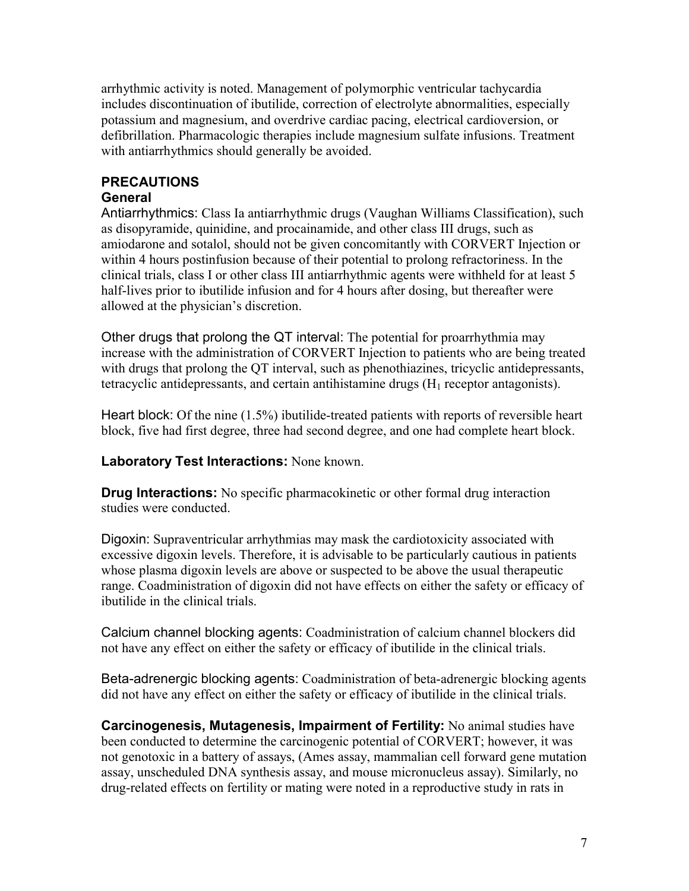arrhythmic activity is noted. Management of polymorphic ventricular tachycardia includes discontinuation of ibutilide, correction of electrolyte abnormalities, especially potassium and magnesium, and overdrive cardiac pacing, electrical cardioversion, or defibrillation. Pharmacologic therapies include magnesium sulfate infusions. Treatment with antiarrhythmics should generally be avoided.

## PRECAUTIONS

### General

Antiarrhythmics: Class Ia antiarrhythmic drugs (Vaughan Williams Classification), such as disopyramide, quinidine, and procainamide, and other class III drugs, such as amiodarone and sotalol, should not be given concomitantly with CORVERT Injection or within 4 hours postinfusion because of their potential to prolong refractoriness. In the clinical trials, class I or other class III antiarrhythmic agents were withheld for at least 5 half-lives prior to ibutilide infusion and for 4 hours after dosing, but thereafter were allowed at the physician's discretion.

Other drugs that prolong the QT interval: The potential for proarrhythmia may increase with the administration of CORVERT Injection to patients who are being treated with drugs that prolong the QT interval, such as phenothiazines, tricyclic antidepressants, tetracyclic antidepressants, and certain antihistamine drugs ($H_1$ receptor antagonists).

Heart block: Of the nine (1.5%) ibutilide-treated patients with reports of reversible heart block, five had first degree, three had second degree, and one had complete heart block.

**Laboratory Test Interactions:** None known.

**Drug Interactions:** No specific pharmacokinetic or other formal drug interaction studies were conducted.

Digoxin: Supraventricular arrhythmias may mask the cardiotoxicity associated with excessive digoxin levels. Therefore, it is advisable to be particularly cautious in patients whose plasma digoxin levels are above or suspected to be above the usual therapeutic range. Coadministration of digoxin did not have effects on either the safety or efficacy of ibutilide in the clinical trials.

Calcium channel blocking agents: Coadministration of calcium channel blockers did not have any effect on either the safety or efficacy of ibutilide in the clinical trials.

Beta-adrenergic blocking agents: Coadministration of beta-adrenergic blocking agents did not have any effect on either the safety or efficacy of ibutilide in the clinical trials.

**Carcinogenesis, Mutagenesis, Impairment of Fertility:** No animal studies have been conducted to determine the carcinogenic potential of CORVERT; however, it was not genotoxic in a battery of assays, (Ames assay, mammalian cell forward gene mutation assay, unscheduled DNA synthesis assay, and mouse micronucleus assay). Similarly, no drug-related effects on fertility or mating were noted in a reproductive study in rats in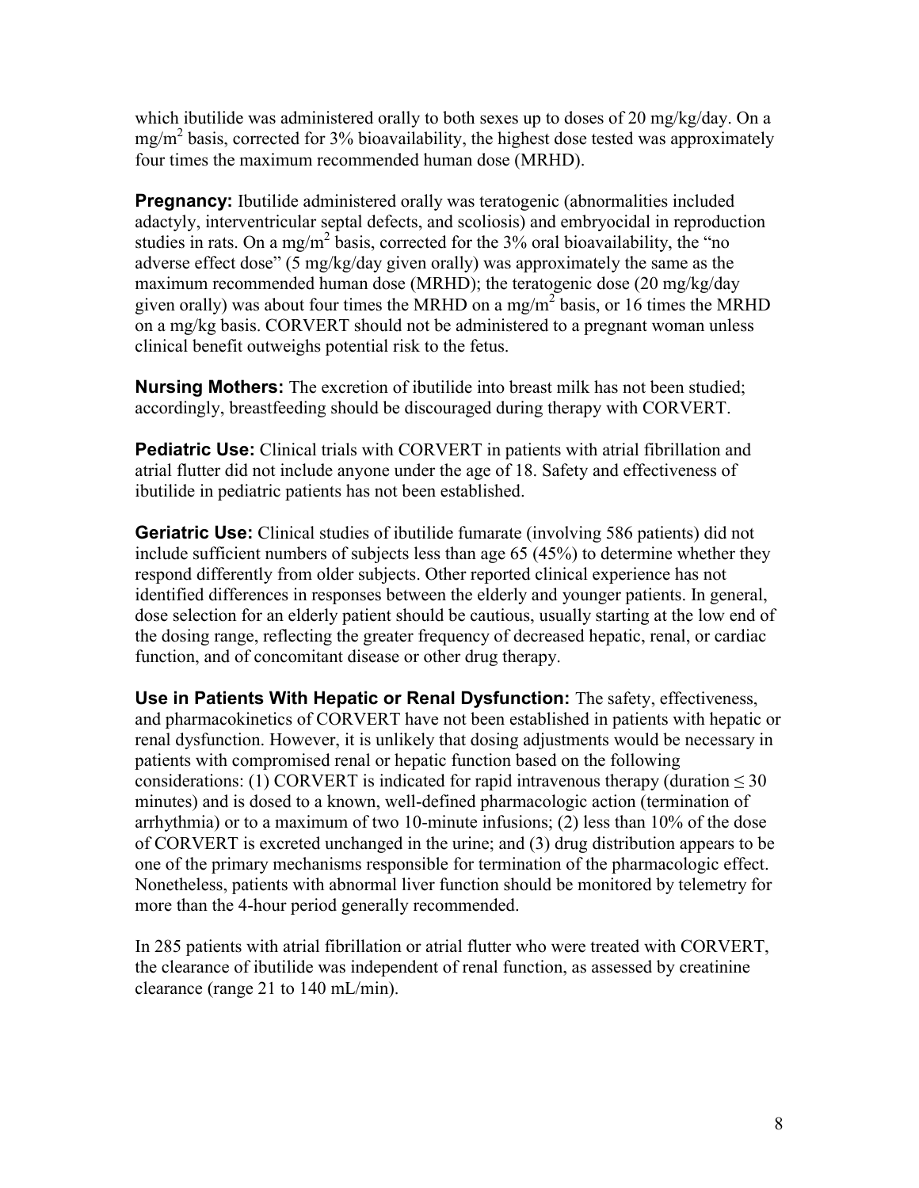which ibutilide was administered orally to both sexes up to doses of 20 mg/kg/day. On a mg/m$^2$ basis, corrected for 3% bioavailability, the highest dose tested was approximately four times the maximum recommended human dose (MRHD).

**Pregnancy:** Ibutilide administered orally was teratogenic (abnormalities included adactyly, interventricular septal defects, and scoliosis) and embryocidal in reproduction studies in rats. On a mg/m$^2$ basis, corrected for the 3% oral bioavailability, the "no adverse effect dose" (5 mg/kg/day given orally) was approximately the same as the maximum recommended human dose (MRHD); the teratogenic dose (20 mg/kg/day given orally) was about four times the MRHD on a mg/m$^2$ basis, or 16 times the MRHD on a mg/kg basis. CORVERT should not be administered to a pregnant woman unless clinical benefit outweighs potential risk to the fetus.

**Nursing Mothers:** The excretion of ibutilide into breast milk has not been studied; accordingly, breastfeeding should be discouraged during therapy with CORVERT.

**Pediatric Use:** Clinical trials with CORVERT in patients with atrial fibrillation and atrial flutter did not include anyone under the age of 18. Safety and effectiveness of ibutilide in pediatric patients has not been established.

**Geriatric Use:** Clinical studies of ibutilide fumarate (involving 586 patients) did not include sufficient numbers of subjects less than age 65 (45%) to determine whether they respond differently from older subjects. Other reported clinical experience has not identified differences in responses between the elderly and younger patients. In general, dose selection for an elderly patient should be cautious, usually starting at the low end of the dosing range, reflecting the greater frequency of decreased hepatic, renal, or cardiac function, and of concomitant disease or other drug therapy.

**Use in Patients With Hepatic or Renal Dysfunction:** The safety, effectiveness, and pharmacokinetics of CORVERT have not been established in patients with hepatic or renal dysfunction. However, it is unlikely that dosing adjustments would be necessary in patients with compromised renal or hepatic function based on the following considerations: (1) CORVERT is indicated for rapid intravenous therapy (duration $\leq 30$ minutes) and is dosed to a known, well-defined pharmacologic action (termination of arrhythmia) or to a maximum of two 10-minute infusions; (2) less than 10% of the dose of CORVERT is excreted unchanged in the urine; and (3) drug distribution appears to be one of the primary mechanisms responsible for termination of the pharmacologic effect. Nonetheless, patients with abnormal liver function should be monitored by telemetry for more than the 4-hour period generally recommended.

In 285 patients with atrial fibrillation or atrial flutter who were treated with CORVERT, the clearance of ibutilide was independent of renal function, as assessed by creatinine clearance (range 21 to 140 mL/min).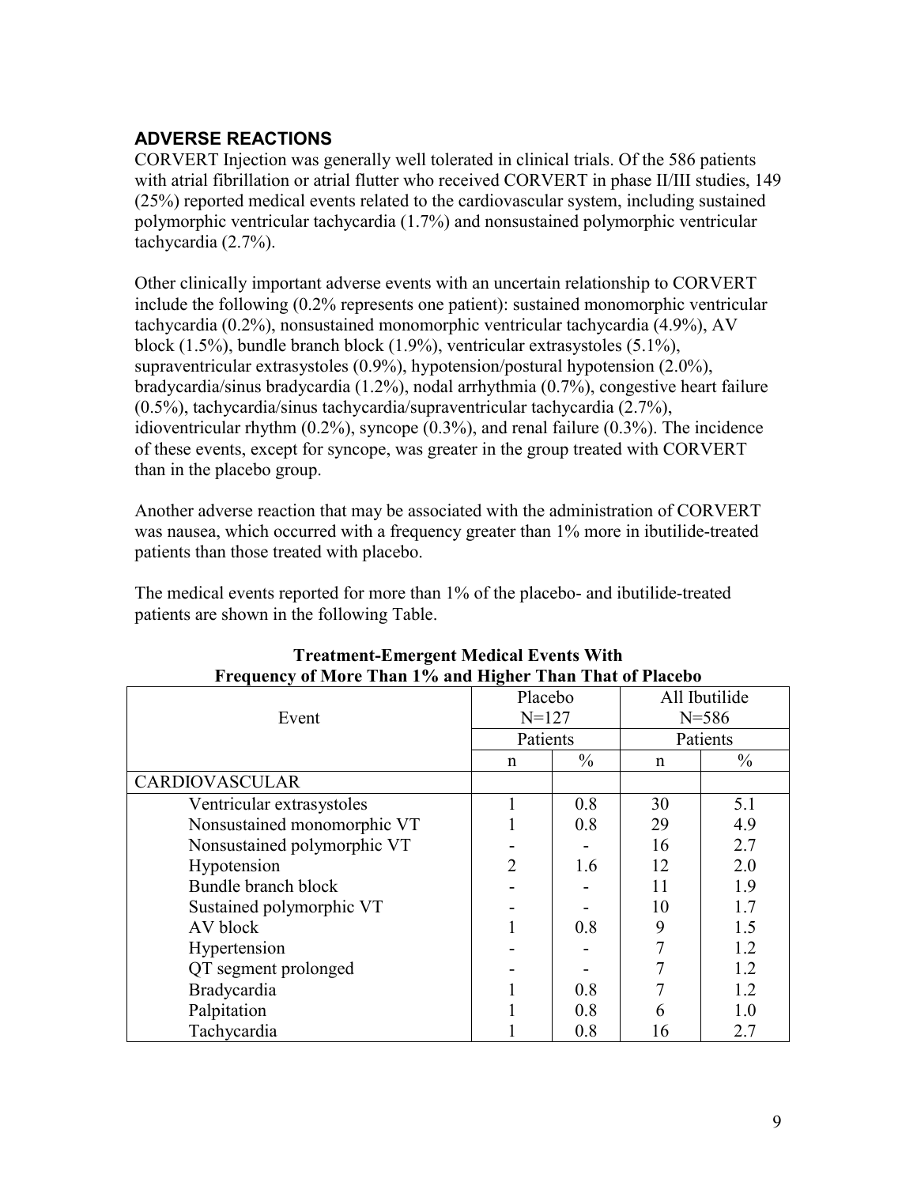## ADVERSE REACTIONS

CORVERT Injection was generally well tolerated in clinical trials. Of the 586 patients with atrial fibrillation or atrial flutter who received CORVERT in phase II/III studies, 149 (25%) reported medical events related to the cardiovascular system, including sustained polymorphic ventricular tachycardia (1.7%) and nonsustained polymorphic ventricular tachycardia (2.7%).

Other clinically important adverse events with an uncertain relationship to CORVERT include the following (0.2% represents one patient): sustained monomorphic ventricular tachycardia (0.2%), nonsustained monomorphic ventricular tachycardia (4.9%), AV block (1.5%), bundle branch block (1.9%), ventricular extrasystoles (5.1%), supraventricular extrasystoles (0.9%), hypotension/postural hypotension (2.0%), bradycardia/sinus bradycardia (1.2%), nodal arrhythmia (0.7%), congestive heart failure (0.5%), tachycardia/sinus tachycardia/supraventricular tachycardia (2.7%), idioventricular rhythm (0.2%), syncope (0.3%), and renal failure (0.3%). The incidence of these events, except for syncope, was greater in the group treated with CORVERT than in the placebo group.

Another adverse reaction that may be associated with the administration of CORVERT was nausea, which occurred with a frequency greater than 1% more in ibutilide-treated patients than those treated with placebo.

The medical events reported for more than 1% of the placebo- and ibutilide-treated patients are shown in the following Table.

**Treatment-Emergent Medical Events With Frequency of More Than 1% and Higher Than That of Placebo**

| Event | Placebo N=127 | | All Ibutilide N=586 | |
|---|---|---|---|---|
| | Patients | | Patients | |
| | n | % | n | % |
| CARDIOVASCULAR | | | | |
| Ventricular extrasystoles | 1 | 0.8 | 30 | 5.1 |
| Nonsustained monomorphic VT | 1 | 0.8 | 29 | 4.9 |
| Nonsustained polymorphic VT | - | - | 16 | 2.7 |
| Hypotension | 2 | 1.6 | 12 | 2.0 |
| Bundle branch block | - | - | 11 | 1.9 |
| Sustained polymorphic VT | - | - | 10 | 1.7 |
| AV block | 1 | 0.8 | 9 | 1.5 |
| Hypertension | - | - | 7 | 1.2 |
| QT segment prolonged | - | - | 7 | 1.2 |
| Bradycardia | 1 | 0.8 | 7 | 1.2 |
| Palpitation | 1 | 0.8 | 6 | 1.0 |
| Tachycardia | 1 | 0.8 | 16 | 2.7 |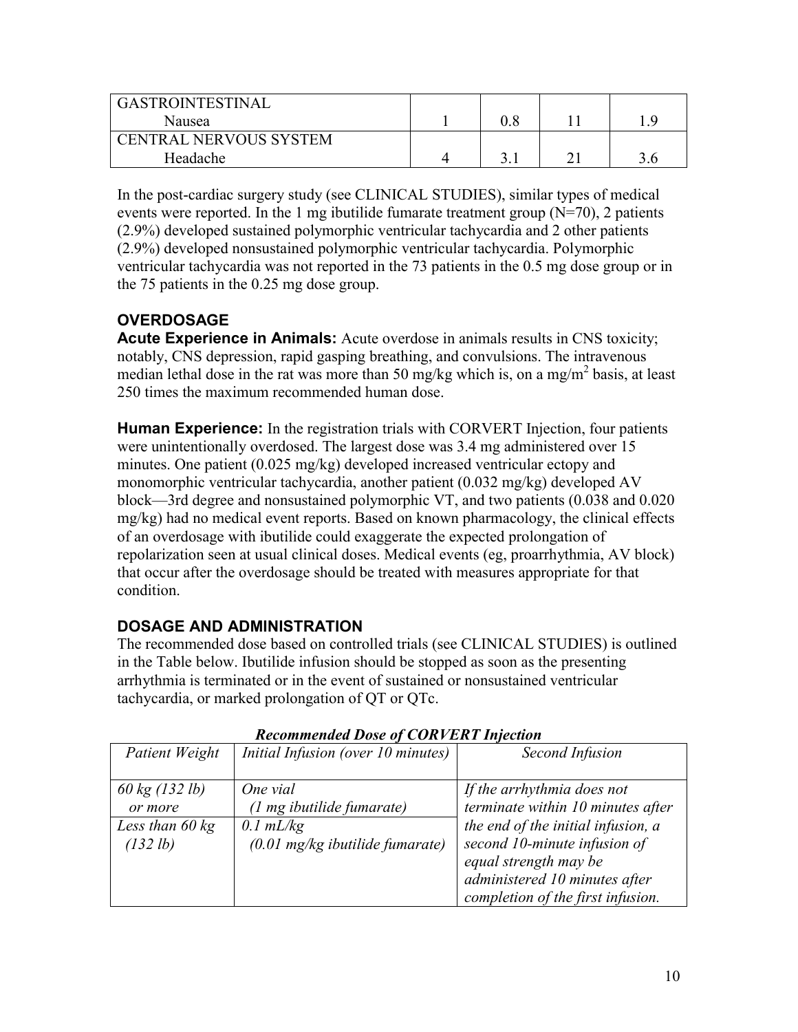| | | | | |
|---|---|---|---|---|
| GASTROINTESTINAL<br>Nausea | 1 | 0.8 | 11 | 1.9 |
| CENTRAL NERVOUS SYSTEM<br>Headache | 4 | 3.1 | 21 | 3.6 |

In the post-cardiac surgery study (see CLINICAL STUDIES), similar types of medical events were reported. In the 1 mg ibutilide fumarate treatment group (N=70), 2 patients (2.9%) developed sustained polymorphic ventricular tachycardia and 2 other patients (2.9%) developed nonsustained polymorphic ventricular tachycardia. Polymorphic ventricular tachycardia was not reported in the 73 patients in the 0.5 mg dose group or in the 75 patients in the 0.25 mg dose group.

## OVERDOSAGE

**Acute Experience in Animals:** Acute overdose in animals results in CNS toxicity; notably, CNS depression, rapid gasping breathing, and convulsions. The intravenous median lethal dose in the rat was more than 50 mg/kg which is, on a mg/m$^2$ basis, at least 250 times the maximum recommended human dose.

**Human Experience:** In the registration trials with CORVERT Injection, four patients were unintentionally overdosed. The largest dose was 3.4 mg administered over 15 minutes. One patient (0.025 mg/kg) developed increased ventricular ectopy and monomorphic ventricular tachycardia, another patient (0.032 mg/kg) developed AV block—3rd degree and nonsustained polymorphic VT, and two patients (0.038 and 0.020 mg/kg) had no medical event reports. Based on known pharmacology, the clinical effects of an overdosage with ibutilide could exaggerate the expected prolongation of repolarization seen at usual clinical doses. Medical events (eg, proarrhythmia, AV block) that occur after the overdosage should be treated with measures appropriate for that condition.

## DOSAGE AND ADMINISTRATION

The recommended dose based on controlled trials (see CLINICAL STUDIES) is outlined in the Table below. Ibutilide infusion should be stopped as soon as the presenting arrhythmia is terminated or in the event of sustained or nonsustained ventricular tachycardia, or marked prolongation of QT or QTc.

***Recommended Dose of CORVERT Injection***

| *Patient Weight* | *Initial Infusion (over 10 minutes)* | *Second Infusion* |
|---|---|---|
| *60 kg (132 lb) or more* | *One vial (1 mg ibutilide fumarate)* | *If the arrhythmia does not terminate within 10 minutes after the end of the initial infusion, a second 10-minute infusion of equal strength may be administered 10 minutes after completion of the first infusion.* |
| *Less than 60 kg (132 lb)* | *0.1 mL/kg (0.01 mg/kg ibutilide fumarate)* | |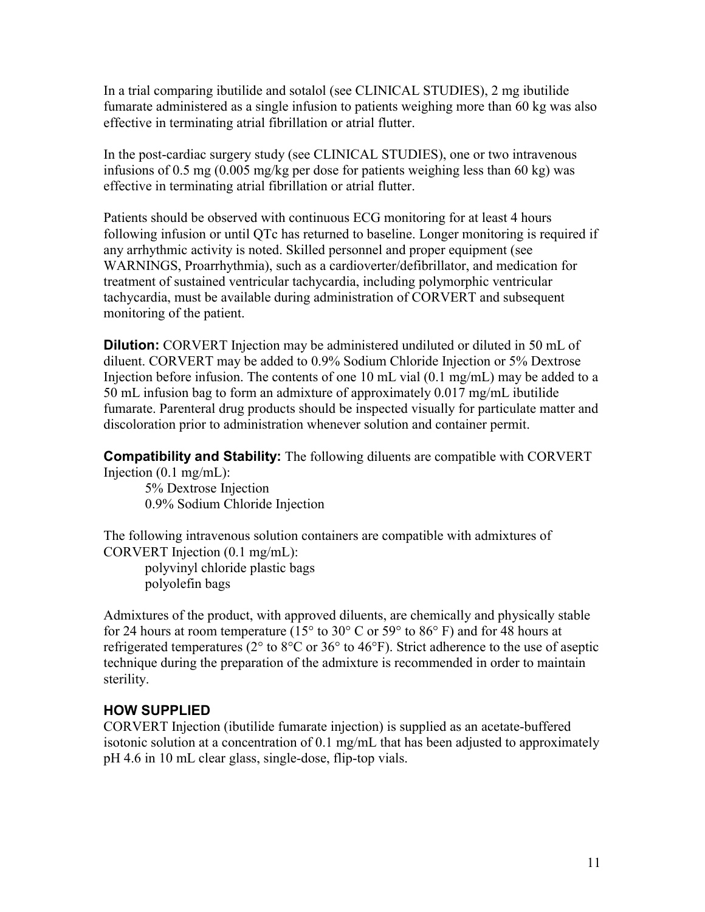In a trial comparing ibutilide and sotalol (see CLINICAL STUDIES), 2 mg ibutilide fumarate administered as a single infusion to patients weighing more than 60 kg was also effective in terminating atrial fibrillation or atrial flutter.

In the post-cardiac surgery study (see CLINICAL STUDIES), one or two intravenous infusions of 0.5 mg (0.005 mg/kg per dose for patients weighing less than 60 kg) was effective in terminating atrial fibrillation or atrial flutter.

Patients should be observed with continuous ECG monitoring for at least 4 hours following infusion or until QTc has returned to baseline. Longer monitoring is required if any arrhythmic activity is noted. Skilled personnel and proper equipment (see WARNINGS, Proarrhythmia), such as a cardioverter/defibrillator, and medication for treatment of sustained ventricular tachycardia, including polymorphic ventricular tachycardia, must be available during administration of CORVERT and subsequent monitoring of the patient.

**Dilution:** CORVERT Injection may be administered undiluted or diluted in 50 mL of diluent. CORVERT may be added to 0.9% Sodium Chloride Injection or 5% Dextrose Injection before infusion. The contents of one 10 mL vial (0.1 mg/mL) may be added to a 50 mL infusion bag to form an admixture of approximately 0.017 mg/mL ibutilide fumarate. Parenteral drug products should be inspected visually for particulate matter and discoloration prior to administration whenever solution and container permit.

**Compatibility and Stability:** The following diluents are compatible with CORVERT Injection (0.1 mg/mL):

- 5% Dextrose Injection
- 0.9% Sodium Chloride Injection

The following intravenous solution containers are compatible with admixtures of CORVERT Injection (0.1 mg/mL):

- polyvinyl chloride plastic bags
- polyolefin bags

Admixtures of the product, with approved diluents, are chemically and physically stable for 24 hours at room temperature (15° to 30° C or 59° to 86° F) and for 48 hours at refrigerated temperatures (2° to 8°C or 36° to 46°F). Strict adherence to the use of aseptic technique during the preparation of the admixture is recommended in order to maintain sterility.

## HOW SUPPLIED

CORVERT Injection (ibutilide fumarate injection) is supplied as an acetate-buffered isotonic solution at a concentration of 0.1 mg/mL that has been adjusted to approximately pH 4.6 in 10 mL clear glass, single-dose, flip-top vials.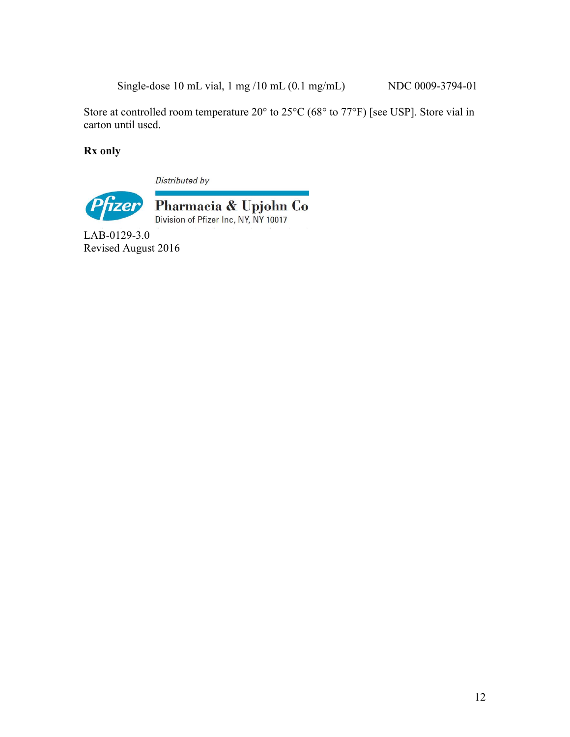Single-dose 10 mL vial, 1 mg /10 mL (0.1 mg/mL)    NDC 0009-3794-01

Store at controlled room temperature 20° to 25°C (68° to 77°F) [see USP]. Store vial in carton until used.

**Rx only**

*Distributed by*

Pfizer

**Pharmacia & Upjohn Co**
Division of Pfizer Inc, NY, NY 10017

LAB-0129-3.0
Revised August 2016